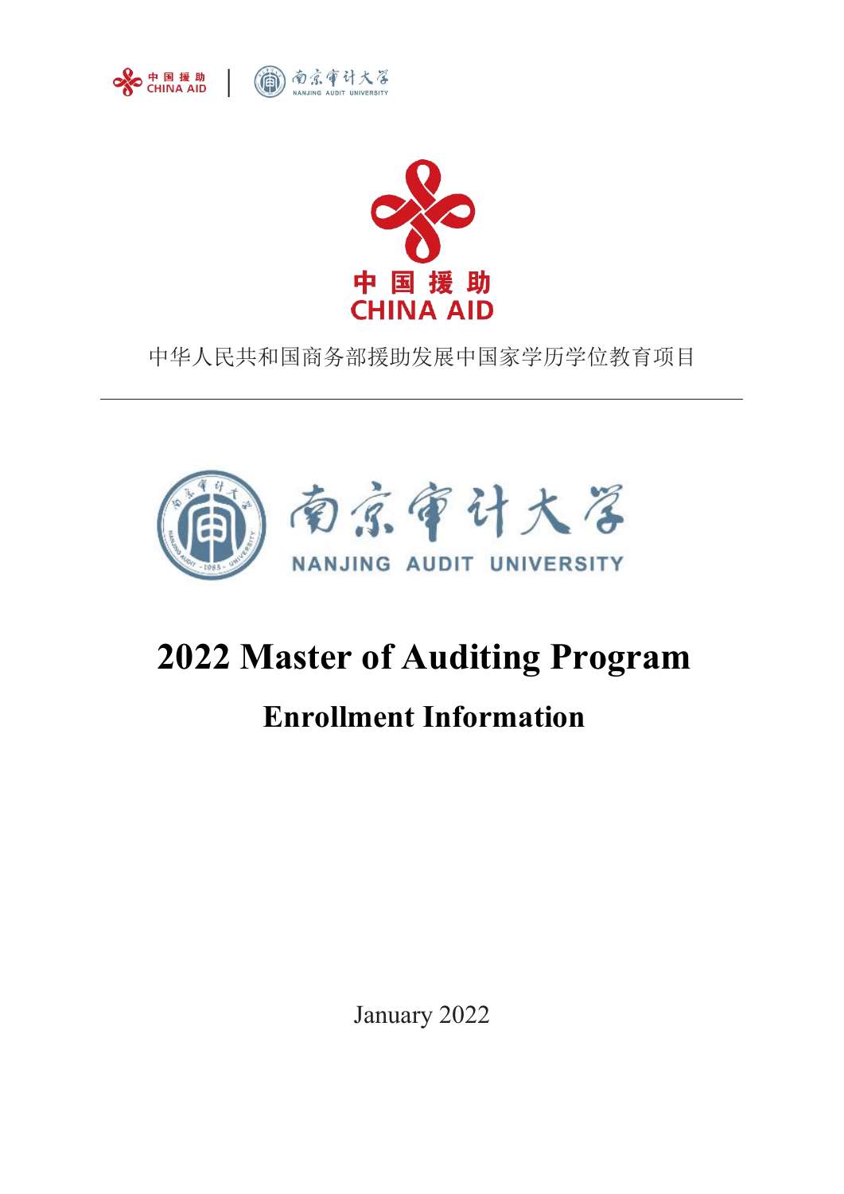中国援助 CHINA AID | 南京审计大学 NANJING AUDIT UNIVERSITY

中国援助
CHINA AID

中华人民共和国商务部援助发展中国家学历学位教育项目

---

南京审计大学
NANJING AUDIT UNIVERSITY

# 2022 Master of Auditing Program

## Enrollment Information

January 2022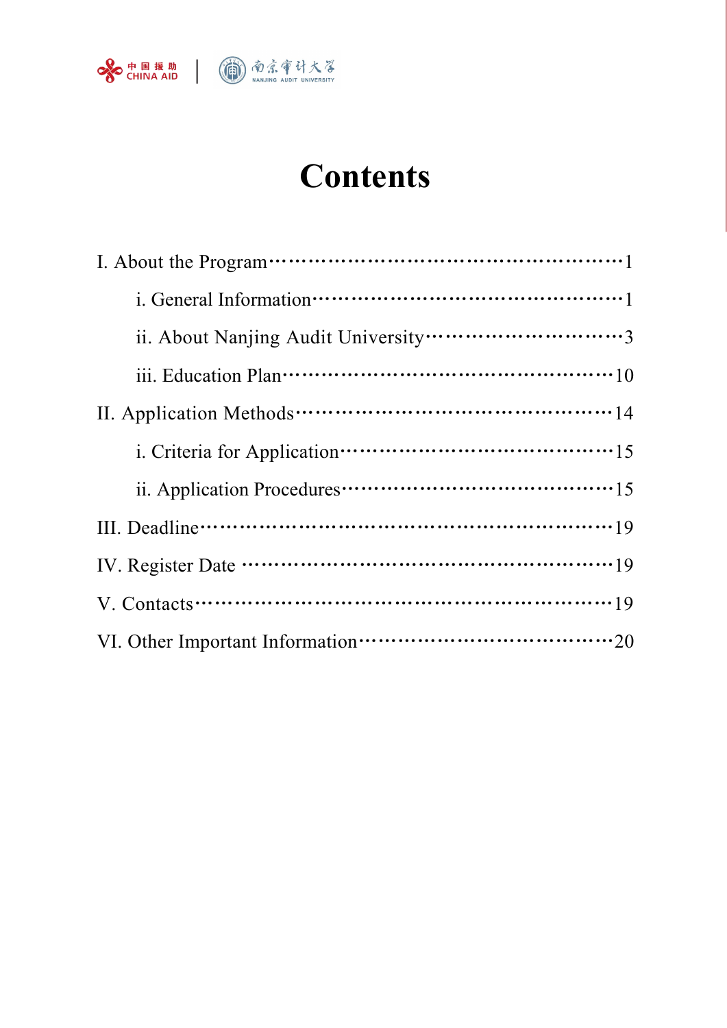# Contents

I. About the Program……………………………………………………1

i. General Information…………………………………………………1

ii. About Nanjing Audit University…………………………………3

iii. Education Plan……………………………………………………10

II. Application Methods………………………………………………14

i. Criteria for Application…………………………………………15

ii. Application Procedures…………………………………………15

III. Deadline……………………………………………………………19

IV. Register Date ……………………………………………………19

V. Contacts………………………………………………………………19

VI. Other Important Information…………………………………20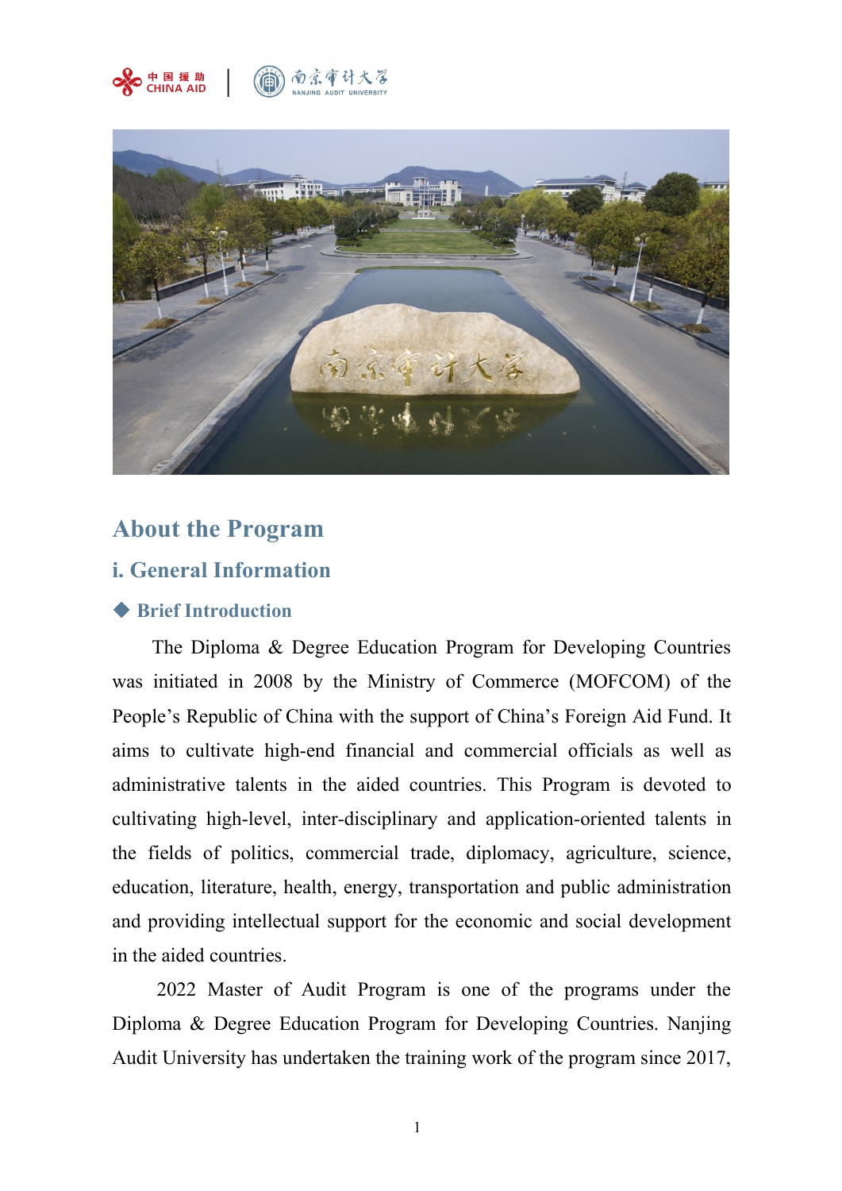# About the Program

## i. General Information

### ◆ Brief Introduction

The Diploma & Degree Education Program for Developing Countries was initiated in 2008 by the Ministry of Commerce (MOFCOM) of the People's Republic of China with the support of China's Foreign Aid Fund. It aims to cultivate high-end financial and commercial officials as well as administrative talents in the aided countries. This Program is devoted to cultivating high-level, inter-disciplinary and application-oriented talents in the fields of politics, commercial trade, diplomacy, agriculture, science, education, literature, health, energy, transportation and public administration and providing intellectual support for the economic and social development in the aided countries.

2022 Master of Audit Program is one of the programs under the Diploma & Degree Education Program for Developing Countries. Nanjing Audit University has undertaken the training work of the program since 2017,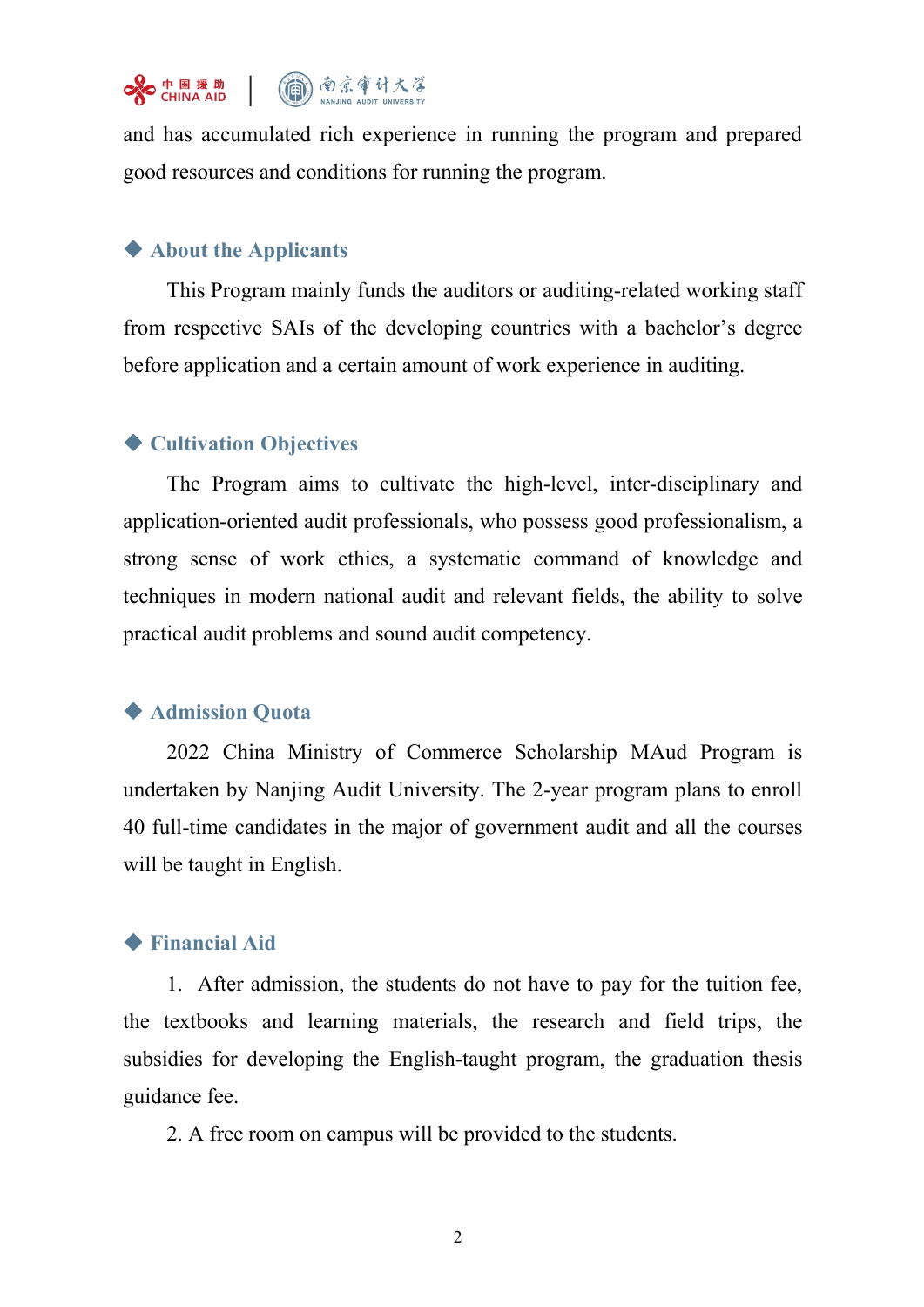and has accumulated rich experience in running the program and prepared good resources and conditions for running the program.

## ◆ About the Applicants

This Program mainly funds the auditors or auditing-related working staff from respective SAIs of the developing countries with a bachelor's degree before application and a certain amount of work experience in auditing.

## ◆ Cultivation Objectives

The Program aims to cultivate the high-level, inter-disciplinary and application-oriented audit professionals, who possess good professionalism, a strong sense of work ethics, a systematic command of knowledge and techniques in modern national audit and relevant fields, the ability to solve practical audit problems and sound audit competency.

## ◆ Admission Quota

2022 China Ministry of Commerce Scholarship MAud Program is undertaken by Nanjing Audit University. The 2-year program plans to enroll 40 full-time candidates in the major of government audit and all the courses will be taught in English.

## ◆ Financial Aid

1. After admission, the students do not have to pay for the tuition fee, the textbooks and learning materials, the research and field trips, the subsidies for developing the English-taught program, the graduation thesis guidance fee.
2. A free room on campus will be provided to the students.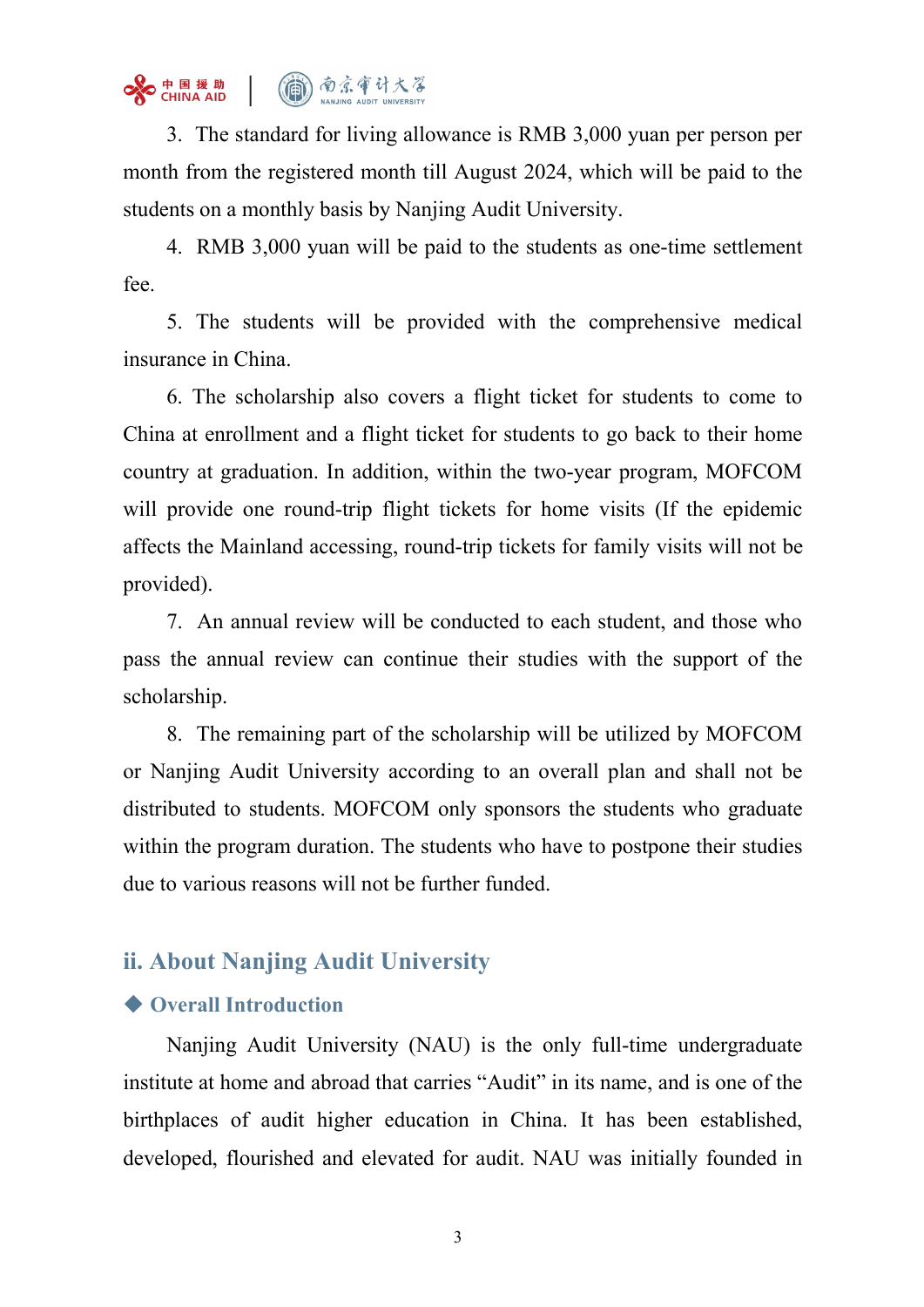3. The standard for living allowance is RMB 3,000 yuan per person per month from the registered month till August 2024, which will be paid to the students on a monthly basis by Nanjing Audit University.

4. RMB 3,000 yuan will be paid to the students as one-time settlement fee.

5. The students will be provided with the comprehensive medical insurance in China.

6. The scholarship also covers a flight ticket for students to come to China at enrollment and a flight ticket for students to go back to their home country at graduation. In addition, within the two-year program, MOFCOM will provide one round-trip flight tickets for home visits (If the epidemic affects the Mainland accessing, round-trip tickets for family visits will not be provided).

7. An annual review will be conducted to each student, and those who pass the annual review can continue their studies with the support of the scholarship.

8. The remaining part of the scholarship will be utilized by MOFCOM or Nanjing Audit University according to an overall plan and shall not be distributed to students. MOFCOM only sponsors the students who graduate within the program duration. The students who have to postpone their studies due to various reasons will not be further funded.

## ii. About Nanjing Audit University

### ◆ Overall Introduction

Nanjing Audit University (NAU) is the only full-time undergraduate institute at home and abroad that carries "Audit" in its name, and is one of the birthplaces of audit higher education in China. It has been established, developed, flourished and elevated for audit. NAU was initially founded in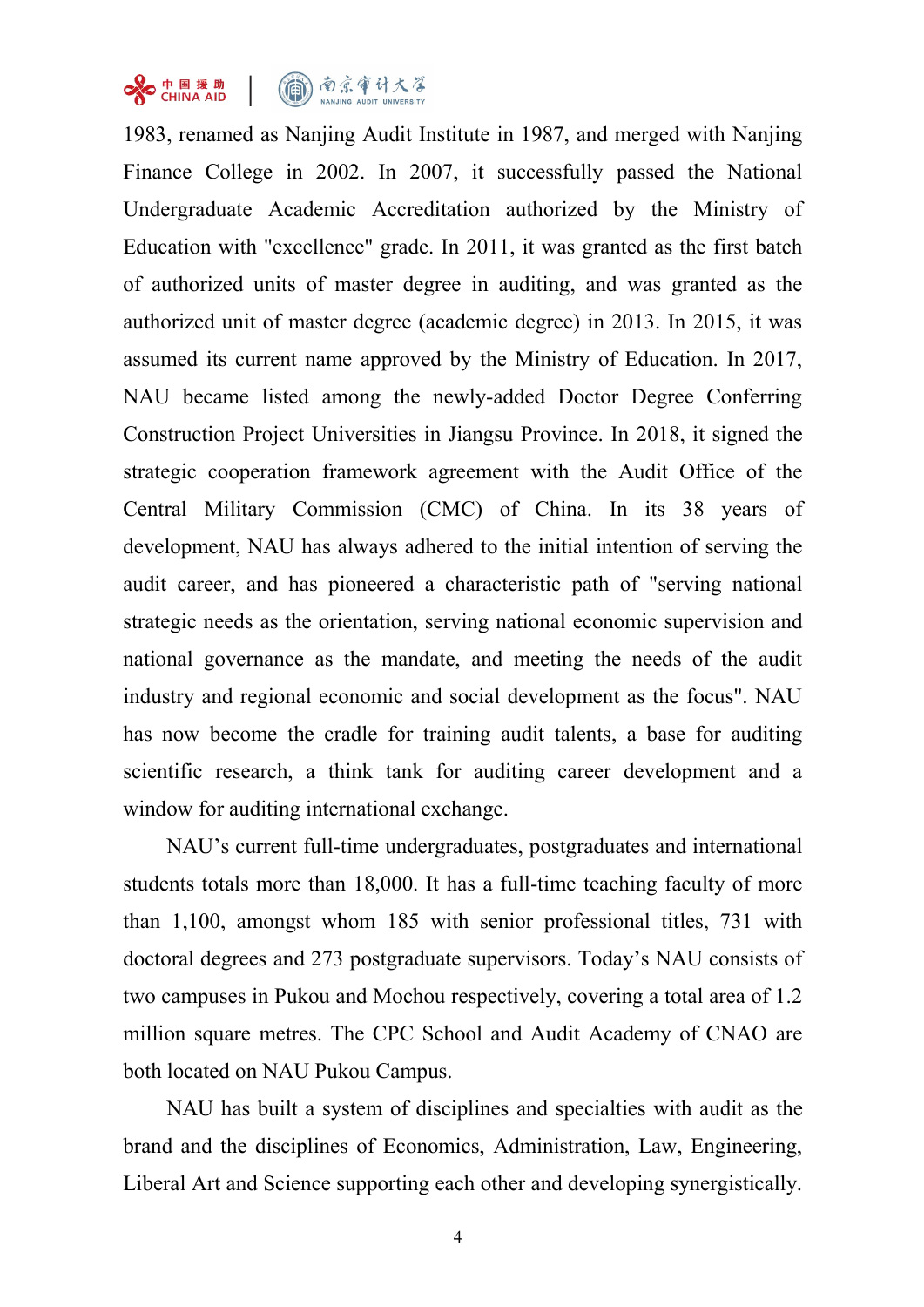1983, renamed as Nanjing Audit Institute in 1987, and merged with Nanjing Finance College in 2002. In 2007, it successfully passed the National Undergraduate Academic Accreditation authorized by the Ministry of Education with "excellence" grade. In 2011, it was granted as the first batch of authorized units of master degree in auditing, and was granted as the authorized unit of master degree (academic degree) in 2013. In 2015, it was assumed its current name approved by the Ministry of Education. In 2017, NAU became listed among the newly-added Doctor Degree Conferring Construction Project Universities in Jiangsu Province. In 2018, it signed the strategic cooperation framework agreement with the Audit Office of the Central Military Commission (CMC) of China. In its 38 years of development, NAU has always adhered to the initial intention of serving the audit career, and has pioneered a characteristic path of "serving national strategic needs as the orientation, serving national economic supervision and national governance as the mandate, and meeting the needs of the audit industry and regional economic and social development as the focus". NAU has now become the cradle for training audit talents, a base for auditing scientific research, a think tank for auditing career development and a window for auditing international exchange.

NAU's current full-time undergraduates, postgraduates and international students totals more than 18,000. It has a full-time teaching faculty of more than 1,100, amongst whom 185 with senior professional titles, 731 with doctoral degrees and 273 postgraduate supervisors. Today's NAU consists of two campuses in Pukou and Mochou respectively, covering a total area of 1.2 million square metres. The CPC School and Audit Academy of CNAO are both located on NAU Pukou Campus.

NAU has built a system of disciplines and specialties with audit as the brand and the disciplines of Economics, Administration, Law, Engineering, Liberal Art and Science supporting each other and developing synergistically.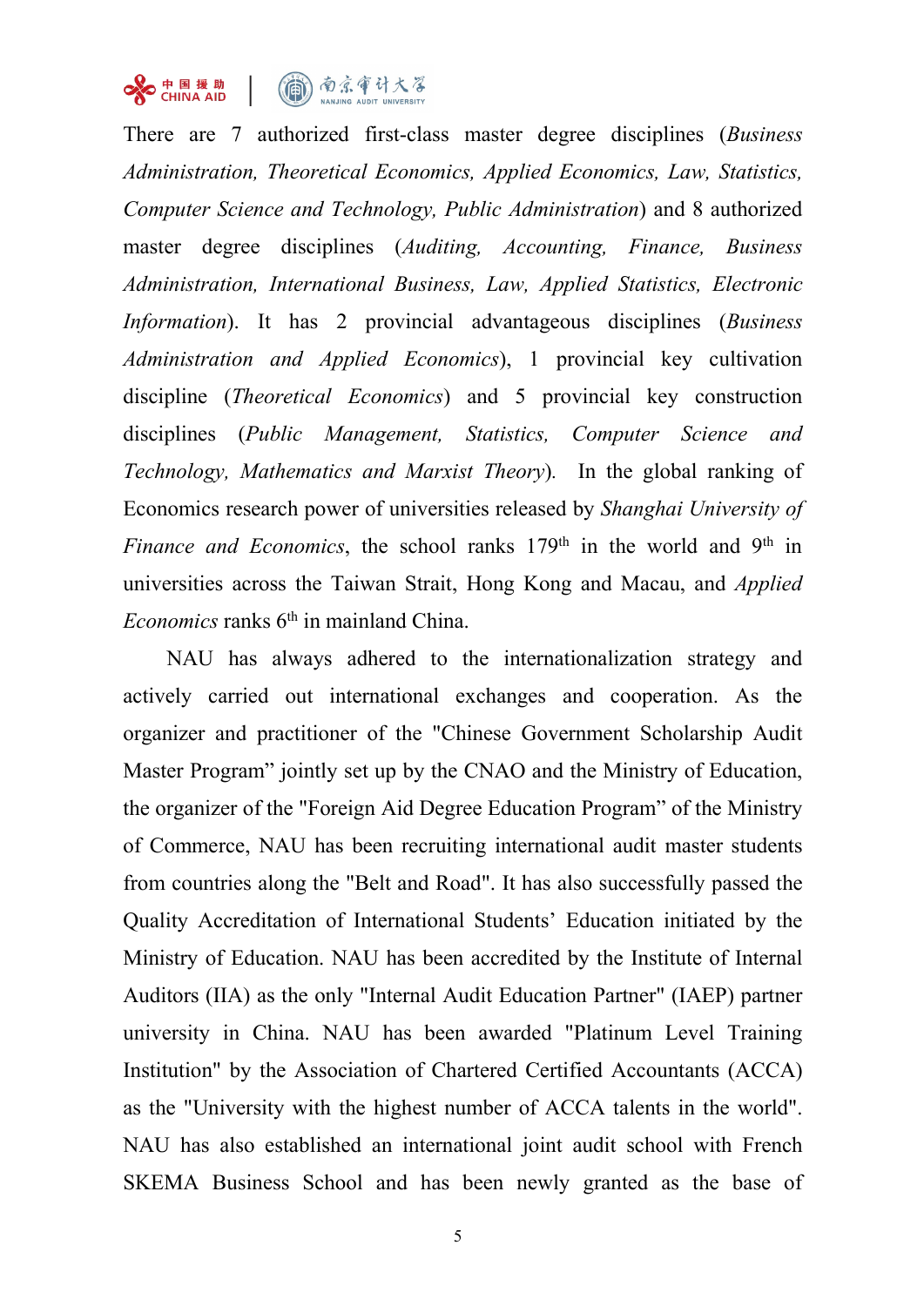There are 7 authorized first-class master degree disciplines (*Business Administration, Theoretical Economics, Applied Economics, Law, Statistics, Computer Science and Technology, Public Administration*) and 8 authorized master degree disciplines (*Auditing, Accounting, Finance, Business Administration, International Business, Law, Applied Statistics, Electronic Information*). It has 2 provincial advantageous disciplines (*Business Administration and Applied Economics*), 1 provincial key cultivation discipline (*Theoretical Economics*) and 5 provincial key construction disciplines (*Public Management, Statistics, Computer Science and Technology, Mathematics and Marxist Theory*). In the global ranking of Economics research power of universities released by *Shanghai University of Finance and Economics*, the school ranks 179th in the world and 9th in universities across the Taiwan Strait, Hong Kong and Macau, and *Applied Economics* ranks 6th in mainland China.

NAU has always adhered to the internationalization strategy and actively carried out international exchanges and cooperation. As the organizer and practitioner of the "Chinese Government Scholarship Audit Master Program" jointly set up by the CNAO and the Ministry of Education, the organizer of the "Foreign Aid Degree Education Program" of the Ministry of Commerce, NAU has been recruiting international audit master students from countries along the "Belt and Road". It has also successfully passed the Quality Accreditation of International Students' Education initiated by the Ministry of Education. NAU has been accredited by the Institute of Internal Auditors (IIA) as the only "Internal Audit Education Partner" (IAEP) partner university in China. NAU has been awarded "Platinum Level Training Institution" by the Association of Chartered Certified Accountants (ACCA) as the "University with the highest number of ACCA talents in the world". NAU has also established an international joint audit school with French SKEMA Business School and has been newly granted as the base of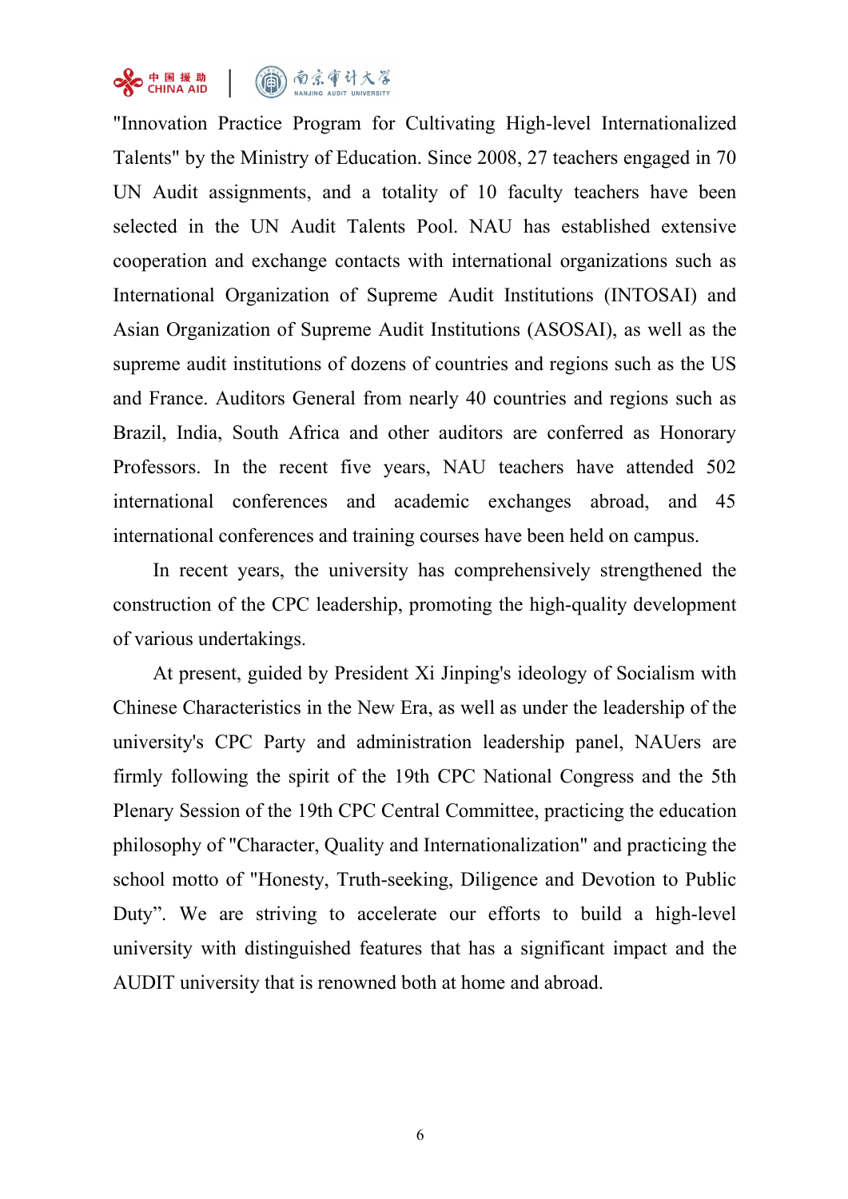"Innovation Practice Program for Cultivating High-level Internationalized Talents" by the Ministry of Education. Since 2008, 27 teachers engaged in 70 UN Audit assignments, and a totality of 10 faculty teachers have been selected in the UN Audit Talents Pool. NAU has established extensive cooperation and exchange contacts with international organizations such as International Organization of Supreme Audit Institutions (INTOSAI) and Asian Organization of Supreme Audit Institutions (ASOSAI), as well as the supreme audit institutions of dozens of countries and regions such as the US and France. Auditors General from nearly 40 countries and regions such as Brazil, India, South Africa and other auditors are conferred as Honorary Professors. In the recent five years, NAU teachers have attended 502 international conferences and academic exchanges abroad, and 45 international conferences and training courses have been held on campus.

In recent years, the university has comprehensively strengthened the construction of the CPC leadership, promoting the high-quality development of various undertakings.

At present, guided by President Xi Jinping's ideology of Socialism with Chinese Characteristics in the New Era, as well as under the leadership of the university's CPC Party and administration leadership panel, NAUers are firmly following the spirit of the 19th CPC National Congress and the 5th Plenary Session of the 19th CPC Central Committee, practicing the education philosophy of "Character, Quality and Internationalization" and practicing the school motto of "Honesty, Truth-seeking, Diligence and Devotion to Public Duty". We are striving to accelerate our efforts to build a high-level university with distinguished features that has a significant impact and the AUDIT university that is renowned both at home and abroad.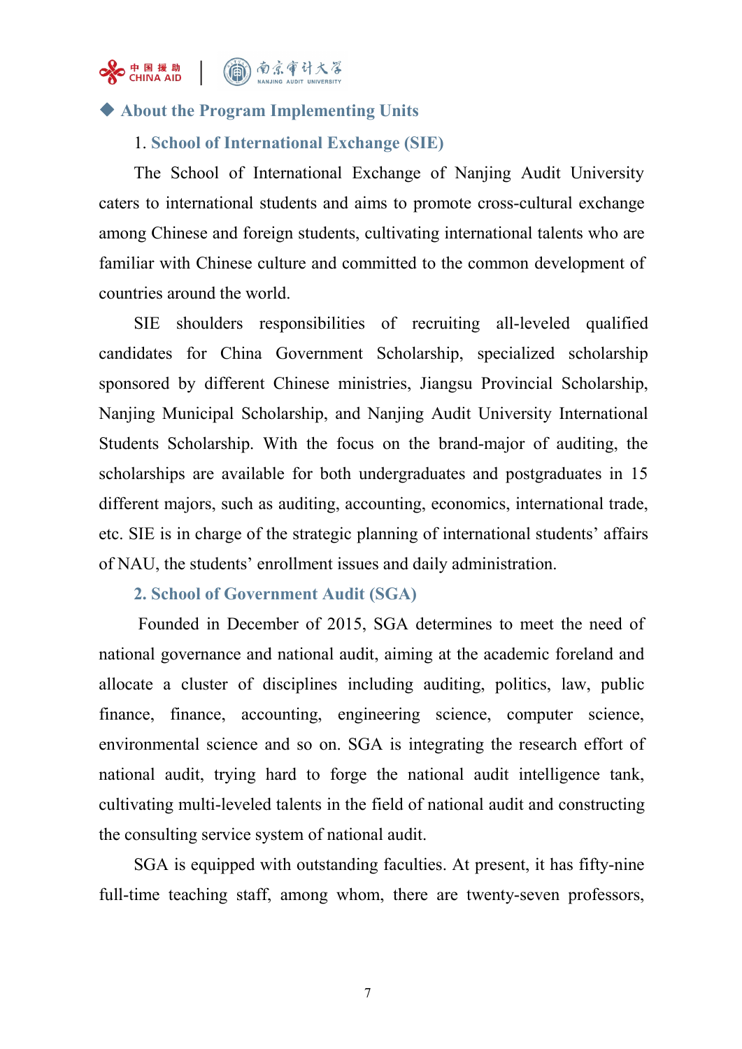## ◆ About the Program Implementing Units

### 1. School of International Exchange (SIE)

The School of International Exchange of Nanjing Audit University caters to international students and aims to promote cross-cultural exchange among Chinese and foreign students, cultivating international talents who are familiar with Chinese culture and committed to the common development of countries around the world.

SIE shoulders responsibilities of recruiting all-leveled qualified candidates for China Government Scholarship, specialized scholarship sponsored by different Chinese ministries, Jiangsu Provincial Scholarship, Nanjing Municipal Scholarship, and Nanjing Audit University International Students Scholarship. With the focus on the brand-major of auditing, the scholarships are available for both undergraduates and postgraduates in 15 different majors, such as auditing, accounting, economics, international trade, etc. SIE is in charge of the strategic planning of international students' affairs of NAU, the students' enrollment issues and daily administration.

### 2. School of Government Audit (SGA)

Founded in December of 2015, SGA determines to meet the need of national governance and national audit, aiming at the academic foreland and allocate a cluster of disciplines including auditing, politics, law, public finance, finance, accounting, engineering science, computer science, environmental science and so on. SGA is integrating the research effort of national audit, trying hard to forge the national audit intelligence tank, cultivating multi-leveled talents in the field of national audit and constructing the consulting service system of national audit.

SGA is equipped with outstanding faculties. At present, it has fifty-nine full-time teaching staff, among whom, there are twenty-seven professors,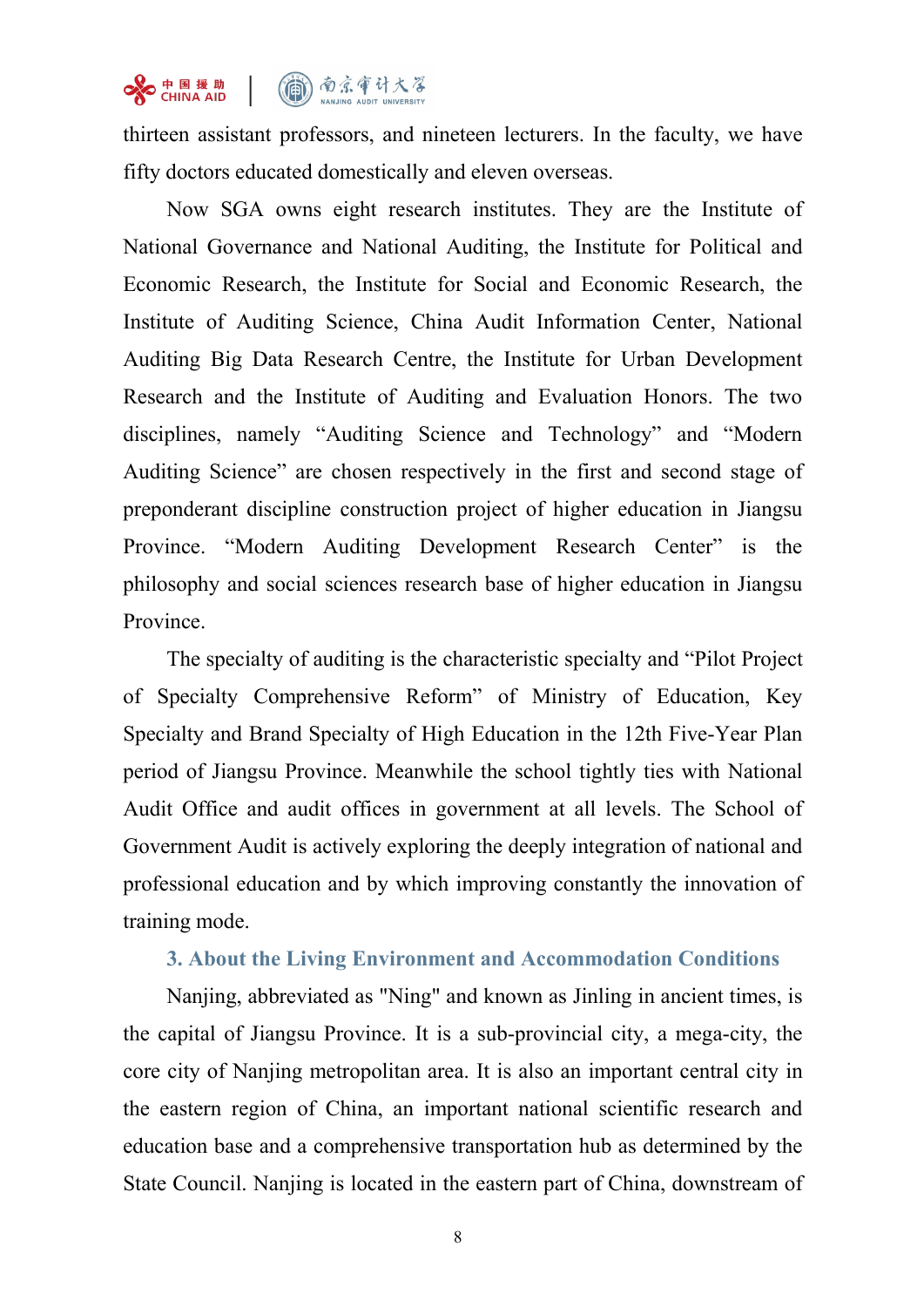thirteen assistant professors, and nineteen lecturers. In the faculty, we have fifty doctors educated domestically and eleven overseas.

Now SGA owns eight research institutes. They are the Institute of National Governance and National Auditing, the Institute for Political and Economic Research, the Institute for Social and Economic Research, the Institute of Auditing Science, China Audit Information Center, National Auditing Big Data Research Centre, the Institute for Urban Development Research and the Institute of Auditing and Evaluation Honors. The two disciplines, namely "Auditing Science and Technology" and "Modern Auditing Science" are chosen respectively in the first and second stage of preponderant discipline construction project of higher education in Jiangsu Province. "Modern Auditing Development Research Center" is the philosophy and social sciences research base of higher education in Jiangsu Province.

The specialty of auditing is the characteristic specialty and "Pilot Project of Specialty Comprehensive Reform" of Ministry of Education, Key Specialty and Brand Specialty of High Education in the 12th Five-Year Plan period of Jiangsu Province. Meanwhile the school tightly ties with National Audit Office and audit offices in government at all levels. The School of Government Audit is actively exploring the deeply integration of national and professional education and by which improving constantly the innovation of training mode.

### 3. About the Living Environment and Accommodation Conditions

Nanjing, abbreviated as "Ning" and known as Jinling in ancient times, is the capital of Jiangsu Province. It is a sub-provincial city, a mega-city, the core city of Nanjing metropolitan area. It is also an important central city in the eastern region of China, an important national scientific research and education base and a comprehensive transportation hub as determined by the State Council. Nanjing is located in the eastern part of China, downstream of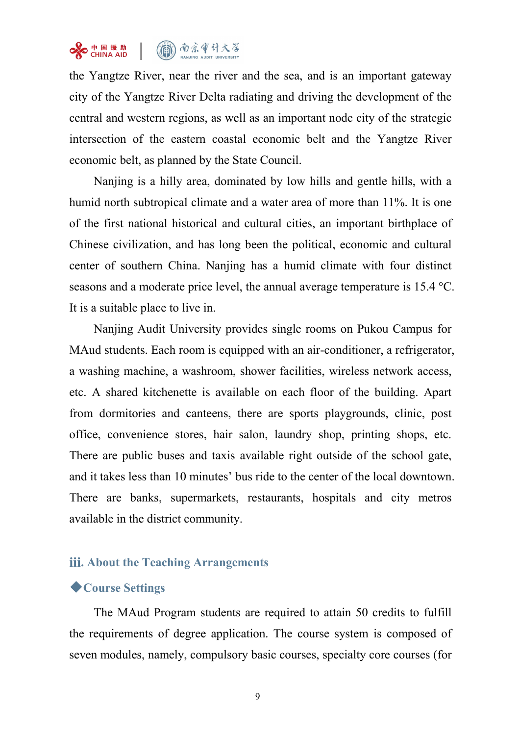the Yangtze River, near the river and the sea, and is an important gateway city of the Yangtze River Delta radiating and driving the development of the central and western regions, as well as an important node city of the strategic intersection of the eastern coastal economic belt and the Yangtze River economic belt, as planned by the State Council.

Nanjing is a hilly area, dominated by low hills and gentle hills, with a humid north subtropical climate and a water area of more than 11%. It is one of the first national historical and cultural cities, an important birthplace of Chinese civilization, and has long been the political, economic and cultural center of southern China. Nanjing has a humid climate with four distinct seasons and a moderate price level, the annual average temperature is 15.4 °C. It is a suitable place to live in.

Nanjing Audit University provides single rooms on Pukou Campus for MAud students. Each room is equipped with an air-conditioner, a refrigerator, a washing machine, a washroom, shower facilities, wireless network access, etc. A shared kitchenette is available on each floor of the building. Apart from dormitories and canteens, there are sports playgrounds, clinic, post office, convenience stores, hair salon, laundry shop, printing shops, etc. There are public buses and taxis available right outside of the school gate, and it takes less than 10 minutes' bus ride to the center of the local downtown. There are banks, supermarkets, restaurants, hospitals and city metros available in the district community.

## iii. About the Teaching Arrangements

### ◆Course Settings

The MAud Program students are required to attain 50 credits to fulfill the requirements of degree application. The course system is composed of seven modules, namely, compulsory basic courses, specialty core courses (for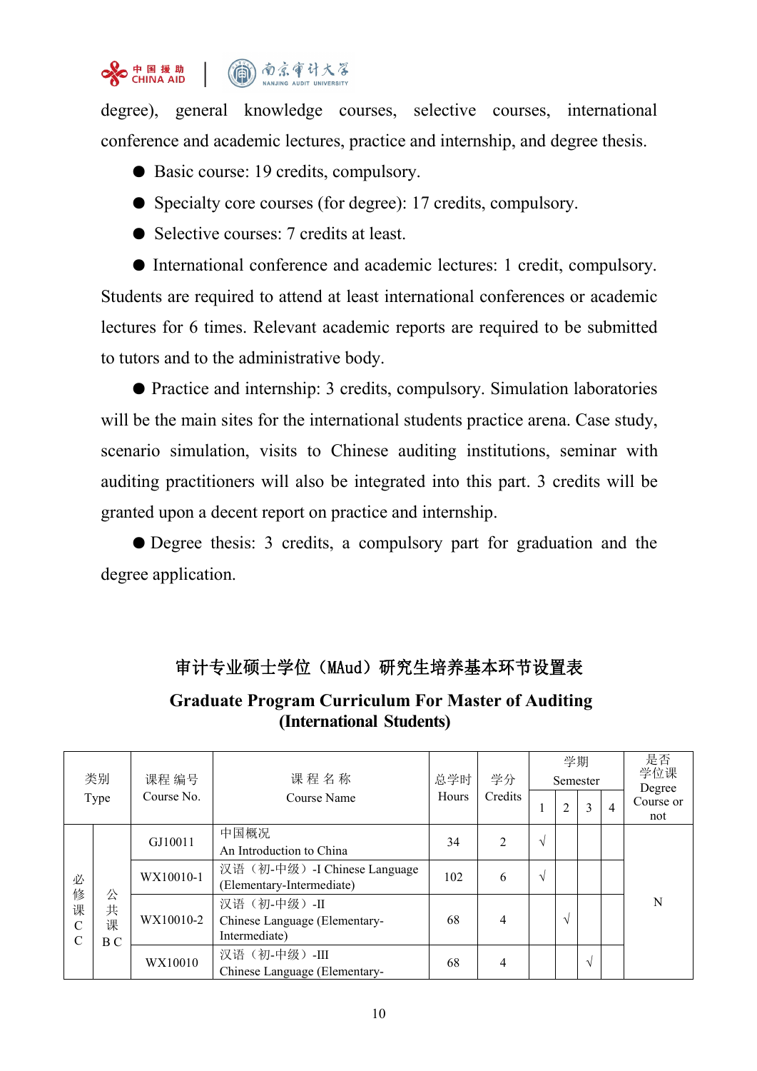degree), general knowledge courses, selective courses, international conference and academic lectures, practice and internship, and degree thesis.

- Basic course: 19 credits, compulsory.
- Specialty core courses (for degree): 17 credits, compulsory.
- Selective courses: 7 credits at least.
- International conference and academic lectures: 1 credit, compulsory. Students are required to attend at least international conferences or academic lectures for 6 times. Relevant academic reports are required to be submitted to tutors and to the administrative body.
- Practice and internship: 3 credits, compulsory. Simulation laboratories will be the main sites for the international students practice arena. Case study, scenario simulation, visits to Chinese auditing institutions, seminar with auditing practitioners will also be integrated into this part. 3 credits will be granted upon a decent report on practice and internship.
- Degree thesis: 3 credits, a compulsory part for graduation and the degree application.

## 审计专业硕士学位（MAud）研究生培养基本环节设置表

## Graduate Program Curriculum For Master of Auditing (International Students)

| 类别 Type | | 课程编号 Course No. | 课程名称 Course Name | 总学时 Hours | 学分 Credits | 学期 Semester 1 | 2 | 3 | 4 | 是否学位课 Degree Course or not |
|---|---|---|---|---|---|---|---|---|---|---|
| 必修课 CC | 公共课 BC | GJ10011 | 中国概况<br>An Introduction to China | 34 | 2 | √ | | | | N |
| | | WX10010-1 | 汉语（初-中级）-I Chinese Language (Elementary-Intermediate) | 102 | 6 | √ | | | | |
| | | WX10010-2 | 汉语（初-中级）-II<br>Chinese Language (Elementary-Intermediate) | 68 | 4 | | √ | | | |
| | | WX10010 | 汉语（初-中级）-III<br>Chinese Language (Elementary- | 68 | 4 | | | √ | | |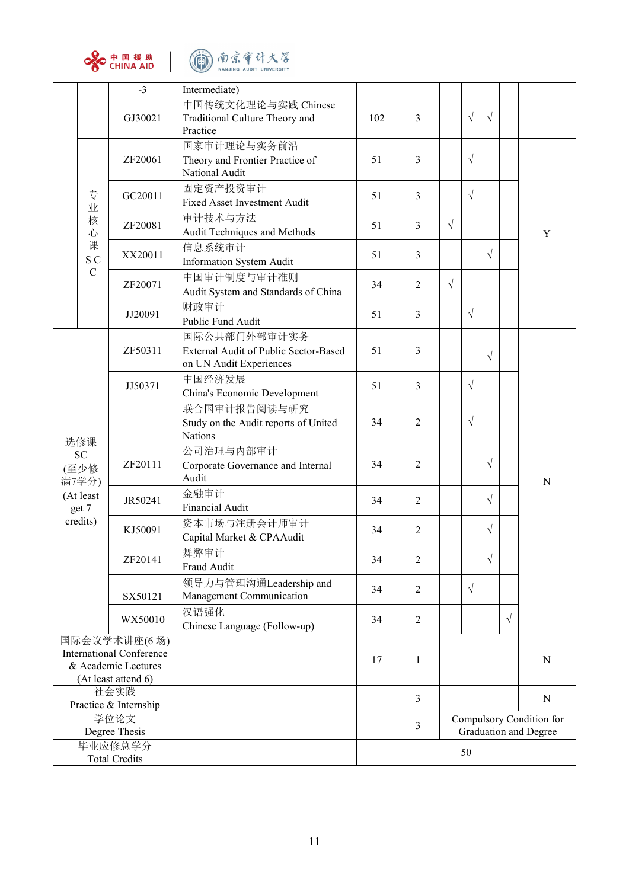| | | | | | | | | | | |
|---|---|---|---|---|---|---|---|---|---|---|
| | | -3 | Intermediate) | | | | | | | |
| | | GJ30021 | 中国传统文化理论与实践 Chinese Traditional Culture Theory and Practice | 102 | 3 | | √ | √ | | |
| | 专业核心课 SCC | ZF20061 | 国家审计理论与实务前沿 Theory and Frontier Practice of National Audit | 51 | 3 | | √ | | | Y |
| | | GC20011 | 固定资产投资审计 Fixed Asset Investment Audit | 51 | 3 | | √ | | | |
| | | ZF20081 | 审计技术与方法 Audit Techniques and Methods | 51 | 3 | √ | | | | |
| | | XX20011 | 信息系统审计 Information System Audit | 51 | 3 | | | √ | | |
| | | ZF20071 | 中国审计制度与审计准则 Audit System and Standards of China | 34 | 2 | √ | | | | |
| | | JJ20091 | 财政审计 Public Fund Audit | 51 | 3 | | √ | | | |
| 选修课 SC (至少修满7学分) (At least get 7 credits) | | ZF50311 | 国际公共部门外部审计实务 External Audit of Public Sector-Based on UN Audit Experiences | 51 | 3 | | | √ | | N |
| | | JJ50371 | 中国经济发展 China's Economic Development | 51 | 3 | | √ | | | |
| | | | 联合国审计报告阅读与研究 Study on the Audit reports of United Nations | 34 | 2 | | √ | | | |
| | | ZF20111 | 公司治理与内部审计 Corporate Governance and Internal Audit | 34 | 2 | | | √ | | |
| | | JR50241 | 金融审计 Financial Audit | 34 | 2 | | | √ | | |
| | | KJ50091 | 资本市场与注册会计师审计 Capital Market & CPAAudit | 34 | 2 | | | √ | | |
| | | ZF20141 | 舞弊审计 Fraud Audit | 34 | 2 | | | √ | | |
| | | SX50121 | 领导力与管理沟通Leadership and Management Communication | 34 | 2 | | √ | | | |
| | | WX50010 | 汉语强化 Chinese Language (Follow-up) | 34 | 2 | | | | √ | |
| 国际会议学术讲座(6 场) International Conference & Academic Lectures (At least attend 6) | | | | 17 | 1 | | | | | N |
| 社会实践 Practice & Internship | | | | | 3 | | | | | N |
| 学位论文 Degree Thesis | | | | | 3 | Compulsory Condition for Graduation and Degree | | | | |
| 毕业应修总学分 Total Credits | | | | 50 | | | | | | |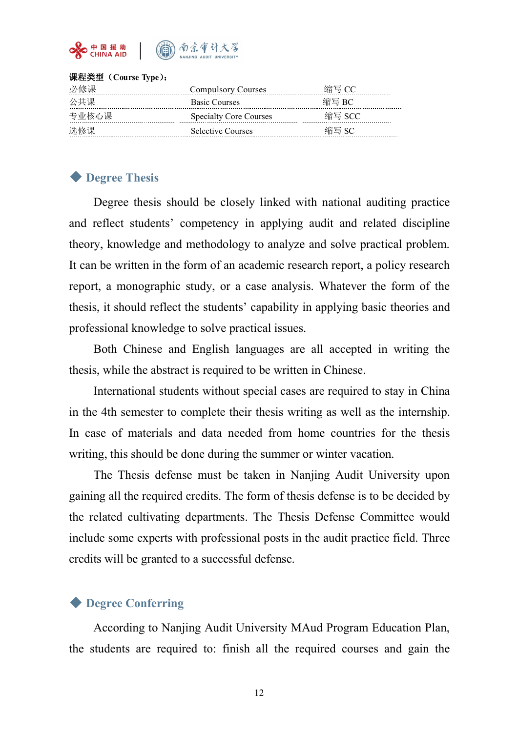**课程类型（Course Type）：**

| | | |
|---|---|---|
| 必修课 | Compulsory Courses | 缩写 CC |
| 公共课 | Basic Courses | 缩写 BC |
| 专业核心课 | Specialty Core Courses | 缩写 SCC |
| 选修课 | Selective Courses | 缩写 SC |

## ◆ Degree Thesis

Degree thesis should be closely linked with national auditing practice and reflect students' competency in applying audit and related discipline theory, knowledge and methodology to analyze and solve practical problem. It can be written in the form of an academic research report, a policy research report, a monographic study, or a case analysis. Whatever the form of the thesis, it should reflect the students' capability in applying basic theories and professional knowledge to solve practical issues.

Both Chinese and English languages are all accepted in writing the thesis, while the abstract is required to be written in Chinese.

International students without special cases are required to stay in China in the 4th semester to complete their thesis writing as well as the internship. In case of materials and data needed from home countries for the thesis writing, this should be done during the summer or winter vacation.

The Thesis defense must be taken in Nanjing Audit University upon gaining all the required credits. The form of thesis defense is to be decided by the related cultivating departments. The Thesis Defense Committee would include some experts with professional posts in the audit practice field. Three credits will be granted to a successful defense.

## ◆ Degree Conferring

According to Nanjing Audit University MAud Program Education Plan, the students are required to: finish all the required courses and gain the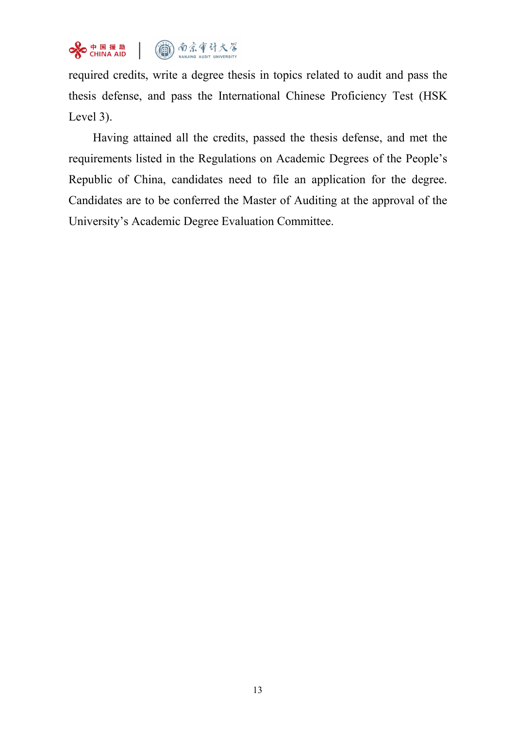required credits, write a degree thesis in topics related to audit and pass the thesis defense, and pass the International Chinese Proficiency Test (HSK Level 3).

Having attained all the credits, passed the thesis defense, and met the requirements listed in the Regulations on Academic Degrees of the People's Republic of China, candidates need to file an application for the degree. Candidates are to be conferred the Master of Auditing at the approval of the University's Academic Degree Evaluation Committee.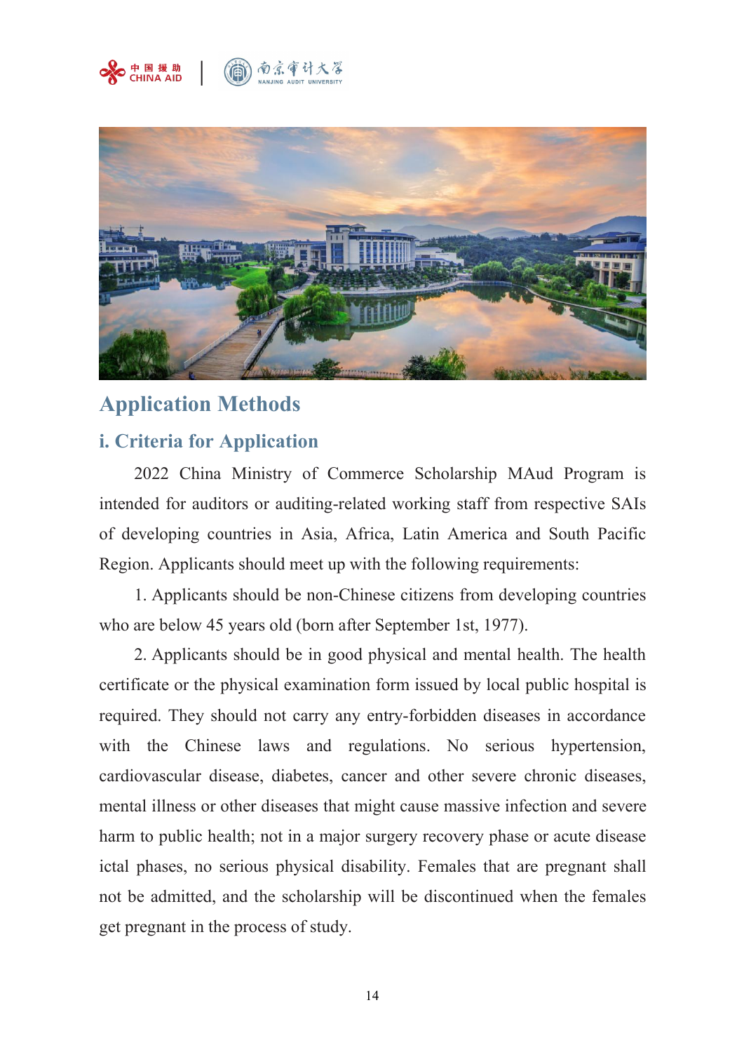## Application Methods

### i. Criteria for Application

2022 China Ministry of Commerce Scholarship MAud Program is intended for auditors or auditing-related working staff from respective SAIs of developing countries in Asia, Africa, Latin America and South Pacific Region. Applicants should meet up with the following requirements:

1. Applicants should be non-Chinese citizens from developing countries who are below 45 years old (born after September 1st, 1977).

2. Applicants should be in good physical and mental health. The health certificate or the physical examination form issued by local public hospital is required. They should not carry any entry-forbidden diseases in accordance with the Chinese laws and regulations. No serious hypertension, cardiovascular disease, diabetes, cancer and other severe chronic diseases, mental illness or other diseases that might cause massive infection and severe harm to public health; not in a major surgery recovery phase or acute disease ictal phases, no serious physical disability. Females that are pregnant shall not be admitted, and the scholarship will be discontinued when the females get pregnant in the process of study.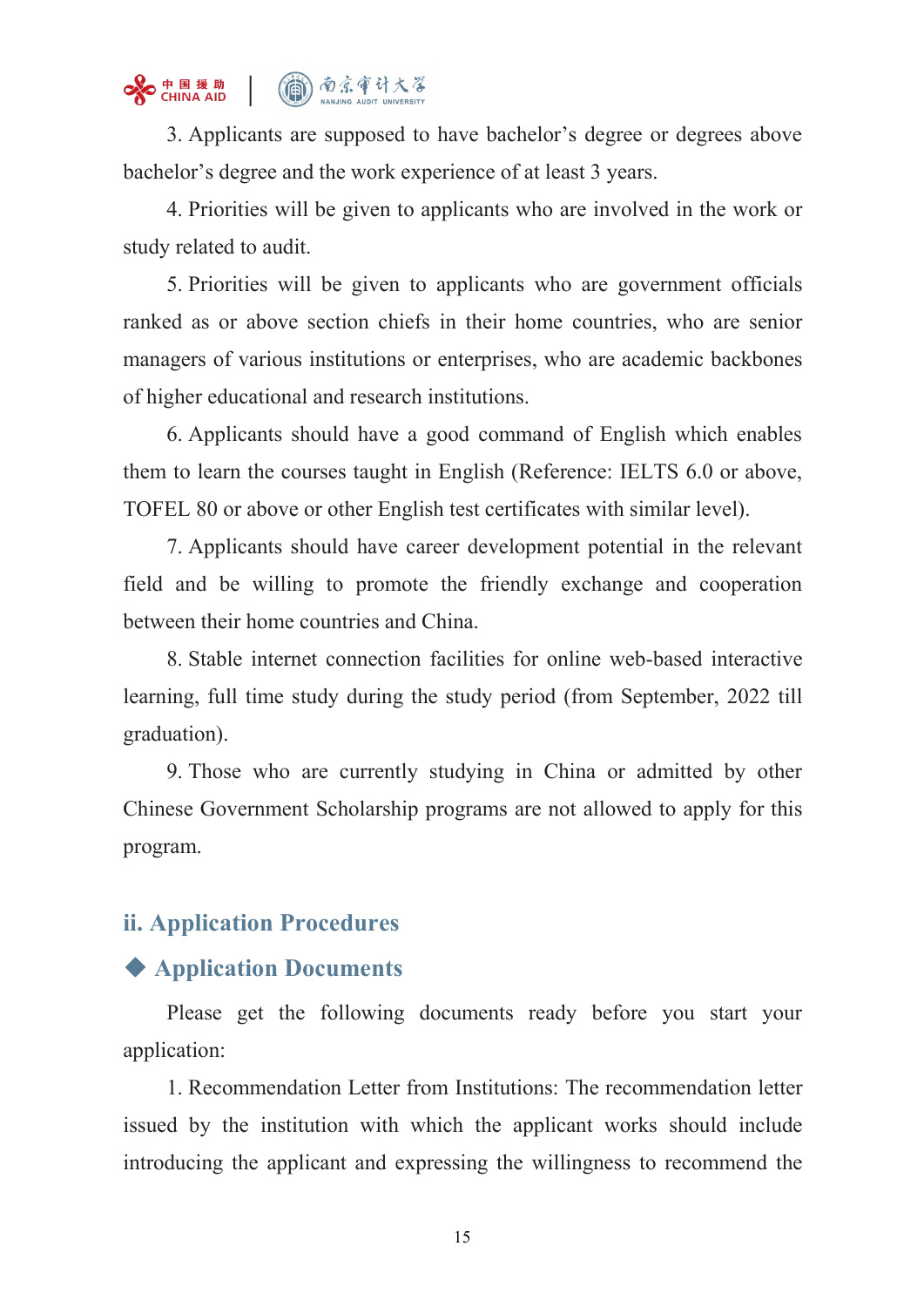3. Applicants are supposed to have bachelor's degree or degrees above bachelor's degree and the work experience of at least 3 years.

4. Priorities will be given to applicants who are involved in the work or study related to audit.

5. Priorities will be given to applicants who are government officials ranked as or above section chiefs in their home countries, who are senior managers of various institutions or enterprises, who are academic backbones of higher educational and research institutions.

6. Applicants should have a good command of English which enables them to learn the courses taught in English (Reference: IELTS 6.0 or above, TOFEL 80 or above or other English test certificates with similar level).

7. Applicants should have career development potential in the relevant field and be willing to promote the friendly exchange and cooperation between their home countries and China.

8. Stable internet connection facilities for online web-based interactive learning, full time study during the study period (from September, 2022 till graduation).

9. Those who are currently studying in China or admitted by other Chinese Government Scholarship programs are not allowed to apply for this program.

## ii. Application Procedures

### ◆ Application Documents

Please get the following documents ready before you start your application:

1. Recommendation Letter from Institutions: The recommendation letter issued by the institution with which the applicant works should include introducing the applicant and expressing the willingness to recommend the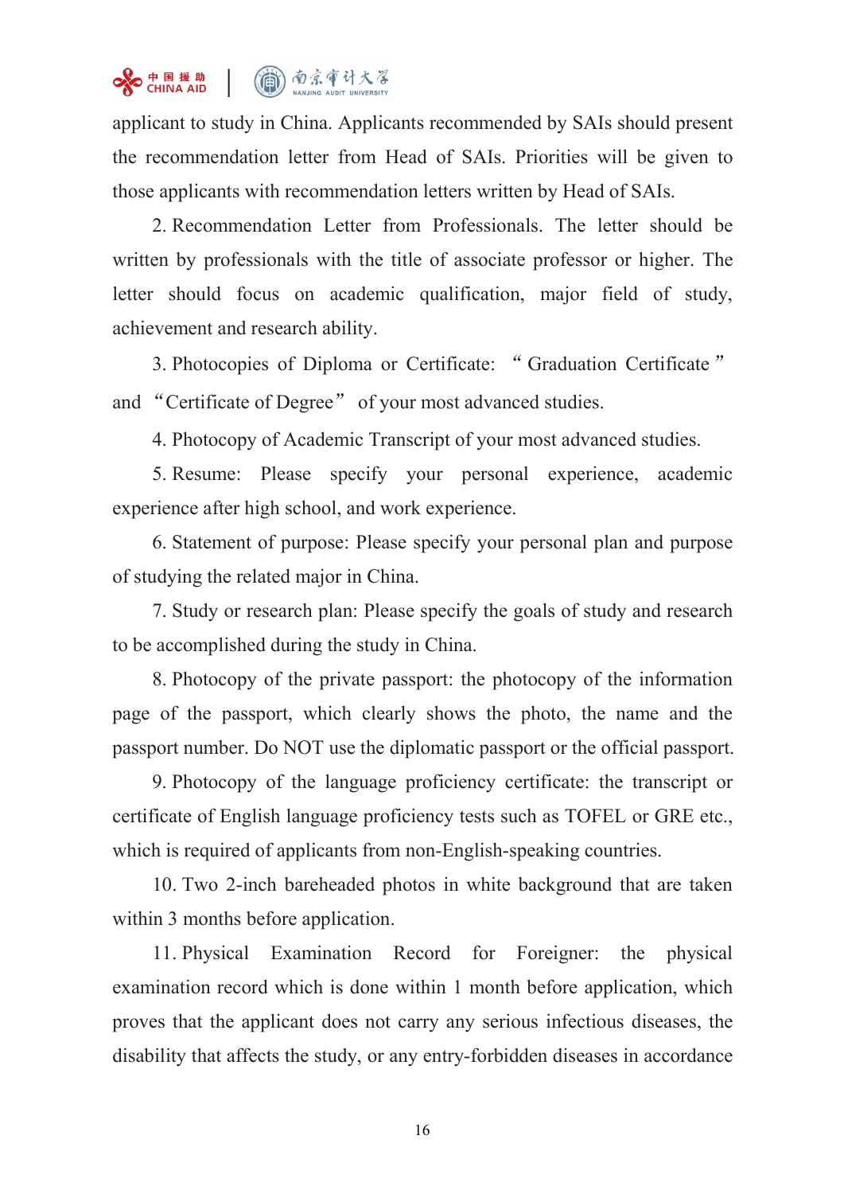applicant to study in China. Applicants recommended by SAIs should present the recommendation letter from Head of SAIs. Priorities will be given to those applicants with recommendation letters written by Head of SAIs.

2. Recommendation Letter from Professionals. The letter should be written by professionals with the title of associate professor or higher. The letter should focus on academic qualification, major field of study, achievement and research ability.

3. Photocopies of Diploma or Certificate: “Graduation Certificate” and “Certificate of Degree” of your most advanced studies.

4. Photocopy of Academic Transcript of your most advanced studies.

5. Resume: Please specify your personal experience, academic experience after high school, and work experience.

6. Statement of purpose: Please specify your personal plan and purpose of studying the related major in China.

7. Study or research plan: Please specify the goals of study and research to be accomplished during the study in China.

8. Photocopy of the private passport: the photocopy of the information page of the passport, which clearly shows the photo, the name and the passport number. Do NOT use the diplomatic passport or the official passport.

9. Photocopy of the language proficiency certificate: the transcript or certificate of English language proficiency tests such as TOFEL or GRE etc., which is required of applicants from non-English-speaking countries.

10. Two 2-inch bareheaded photos in white background that are taken within 3 months before application.

11. Physical Examination Record for Foreigner: the physical examination record which is done within 1 month before application, which proves that the applicant does not carry any serious infectious diseases, the disability that affects the study, or any entry-forbidden diseases in accordance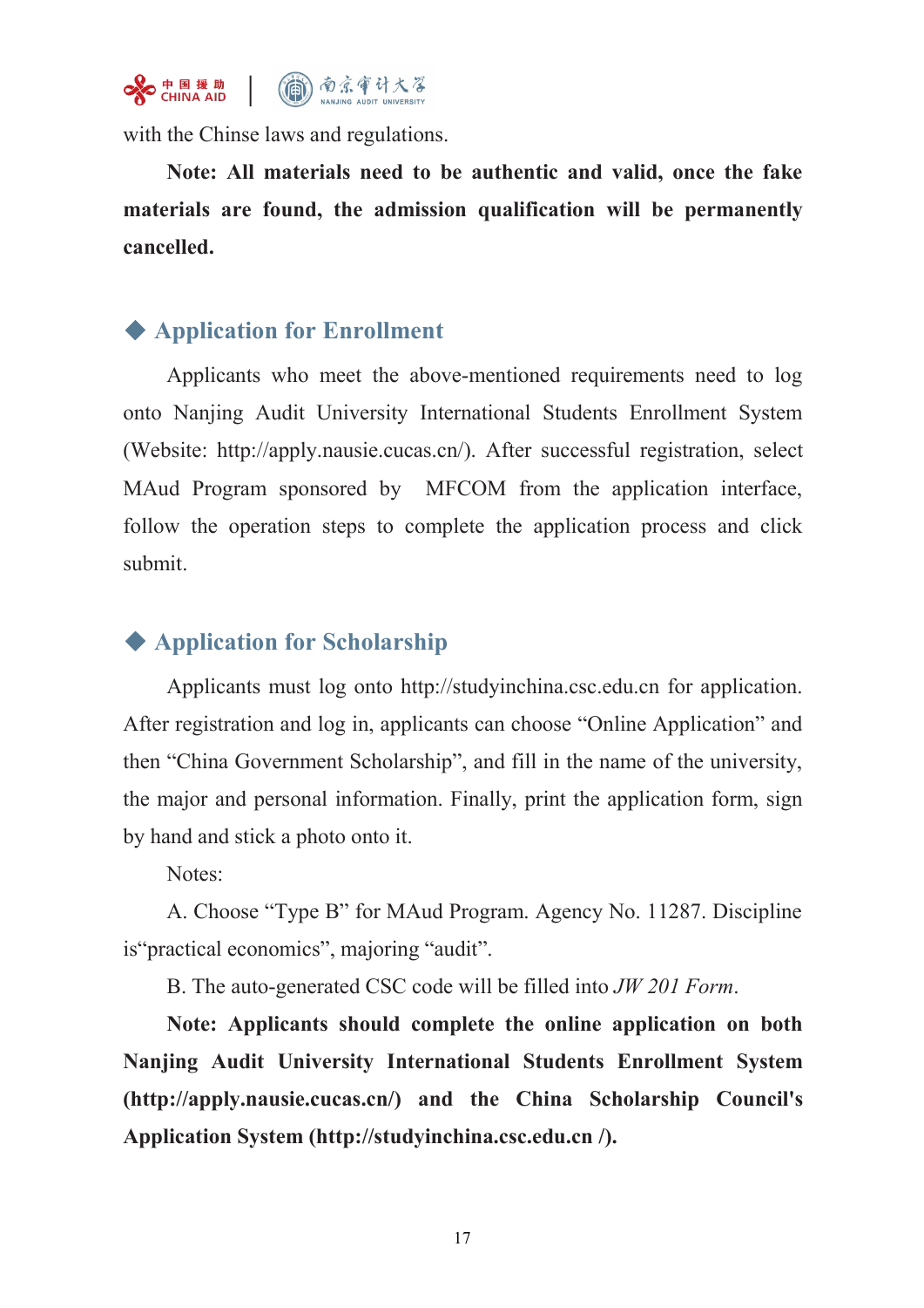with the Chinse laws and regulations.

**Note: All materials need to be authentic and valid, once the fake materials are found, the admission qualification will be permanently cancelled.**

## ◆ Application for Enrollment

Applicants who meet the above-mentioned requirements need to log onto Nanjing Audit University International Students Enrollment System (Website: http://apply.nausie.cucas.cn/). After successful registration, select MAud Program sponsored by MFCOM from the application interface, follow the operation steps to complete the application process and click submit.

## ◆ Application for Scholarship

Applicants must log onto http://studyinchina.csc.edu.cn for application. After registration and log in, applicants can choose "Online Application" and then "China Government Scholarship", and fill in the name of the university, the major and personal information. Finally, print the application form, sign by hand and stick a photo onto it.

Notes:

A. Choose "Type B" for MAud Program. Agency No. 11287. Discipline is"practical economics", majoring "audit".

B. The auto-generated CSC code will be filled into *JW 201 Form*.

**Note: Applicants should complete the online application on both Nanjing Audit University International Students Enrollment System (http://apply.nausie.cucas.cn/) and the China Scholarship Council's Application System (http://studyinchina.csc.edu.cn /).**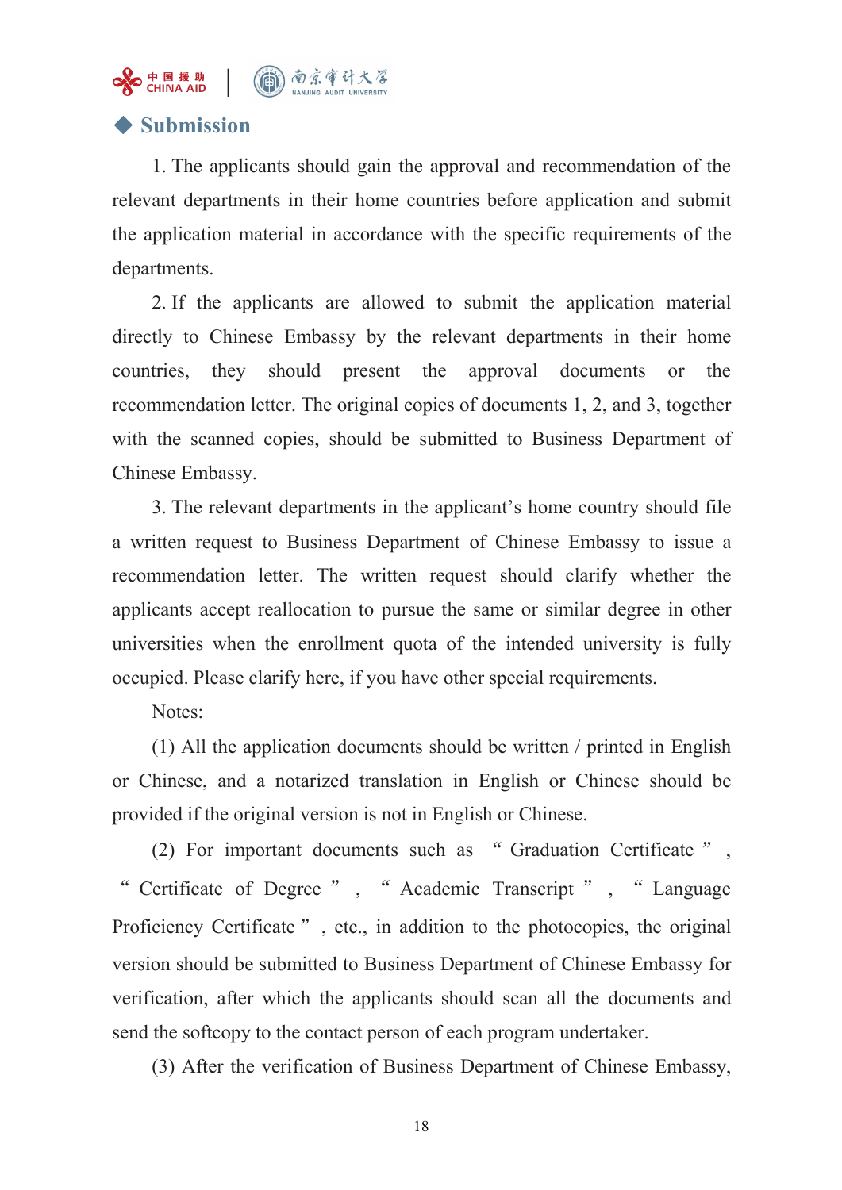## ◆ Submission

1. The applicants should gain the approval and recommendation of the relevant departments in their home countries before application and submit the application material in accordance with the specific requirements of the departments.

2. If the applicants are allowed to submit the application material directly to Chinese Embassy by the relevant departments in their home countries, they should present the approval documents or the recommendation letter. The original copies of documents 1, 2, and 3, together with the scanned copies, should be submitted to Business Department of Chinese Embassy.

3. The relevant departments in the applicant's home country should file a written request to Business Department of Chinese Embassy to issue a recommendation letter. The written request should clarify whether the applicants accept reallocation to pursue the same or similar degree in other universities when the enrollment quota of the intended university is fully occupied. Please clarify here, if you have other special requirements.

Notes:

(1) All the application documents should be written / printed in English or Chinese, and a notarized translation in English or Chinese should be provided if the original version is not in English or Chinese.

(2) For important documents such as "Graduation Certificate", "Certificate of Degree", "Academic Transcript", "Language Proficiency Certificate", etc., in addition to the photocopies, the original version should be submitted to Business Department of Chinese Embassy for verification, after which the applicants should scan all the documents and send the softcopy to the contact person of each program undertaker.

(3) After the verification of Business Department of Chinese Embassy,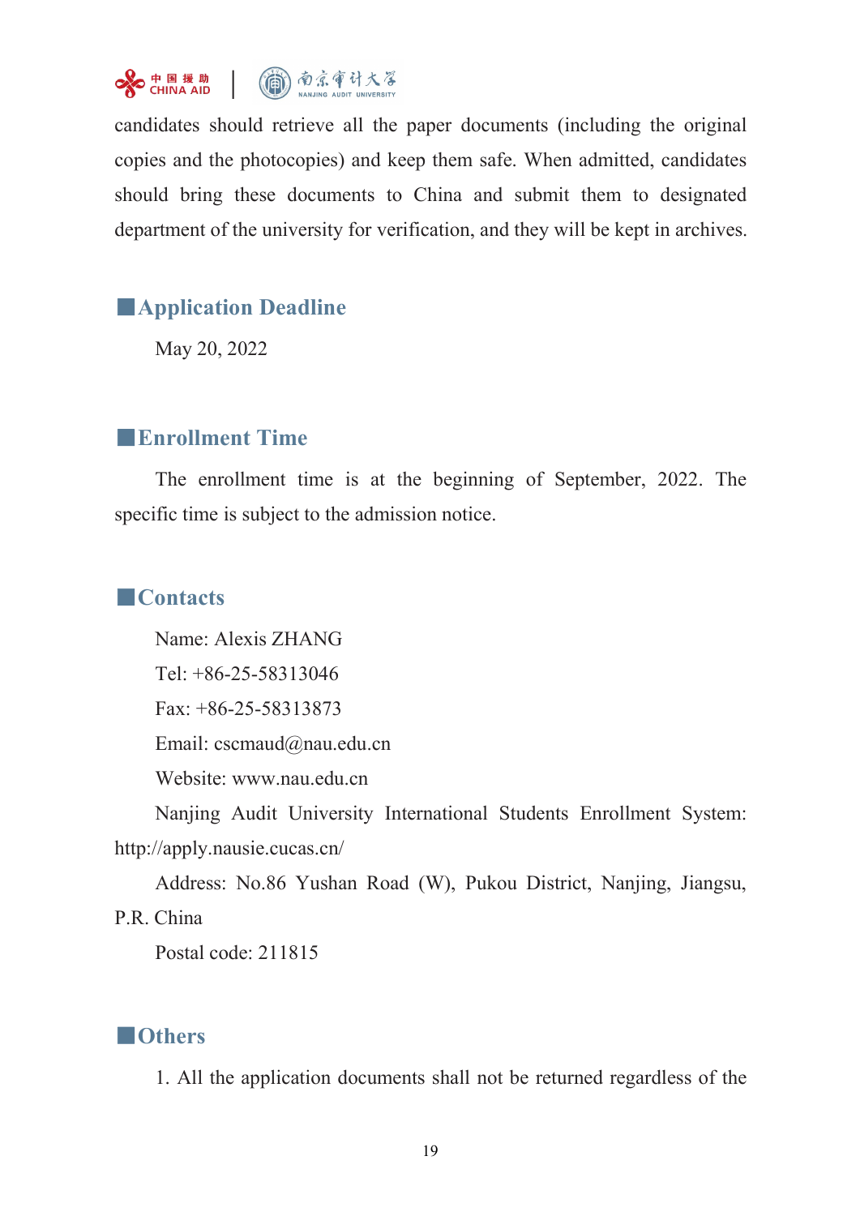candidates should retrieve all the paper documents (including the original copies and the photocopies) and keep them safe. When admitted, candidates should bring these documents to China and submit them to designated department of the university for verification, and they will be kept in archives.

## ■Application Deadline

May 20, 2022

## ■Enrollment Time

The enrollment time is at the beginning of September, 2022. The specific time is subject to the admission notice.

## ■Contacts

Name: Alexis ZHANG

Tel: +86-25-58313046

Fax: +86-25-58313873

Email: cscmaud@nau.edu.cn

Website: www.nau.edu.cn

Nanjing Audit University International Students Enrollment System: http://apply.nausie.cucas.cn/

Address: No.86 Yushan Road (W), Pukou District, Nanjing, Jiangsu, P.R. China

Postal code: 211815

## ■Others

1. All the application documents shall not be returned regardless of the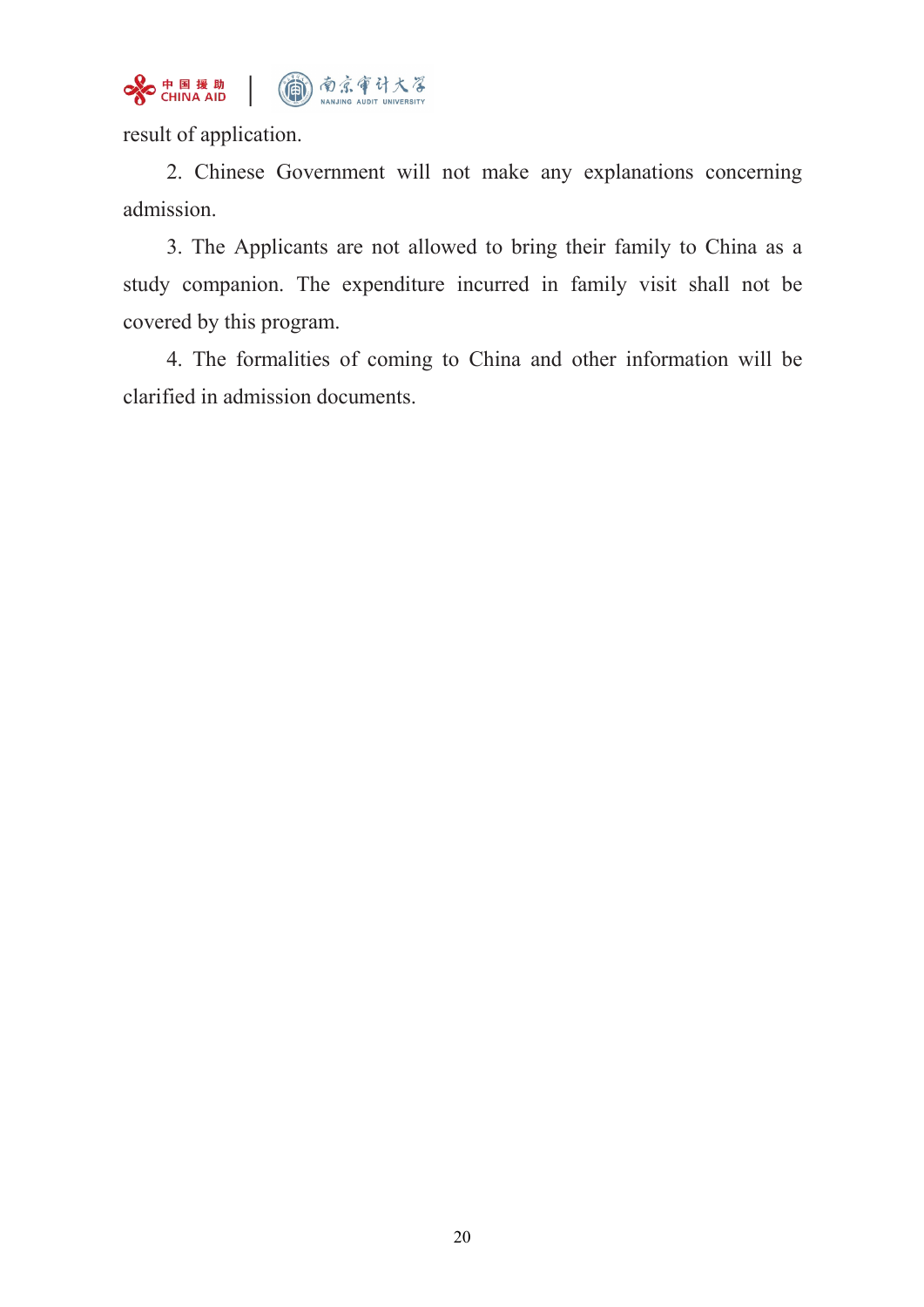result of application.

2. Chinese Government will not make any explanations concerning admission.

3. The Applicants are not allowed to bring their family to China as a study companion. The expenditure incurred in family visit shall not be covered by this program.

4. The formalities of coming to China and other information will be clarified in admission documents.